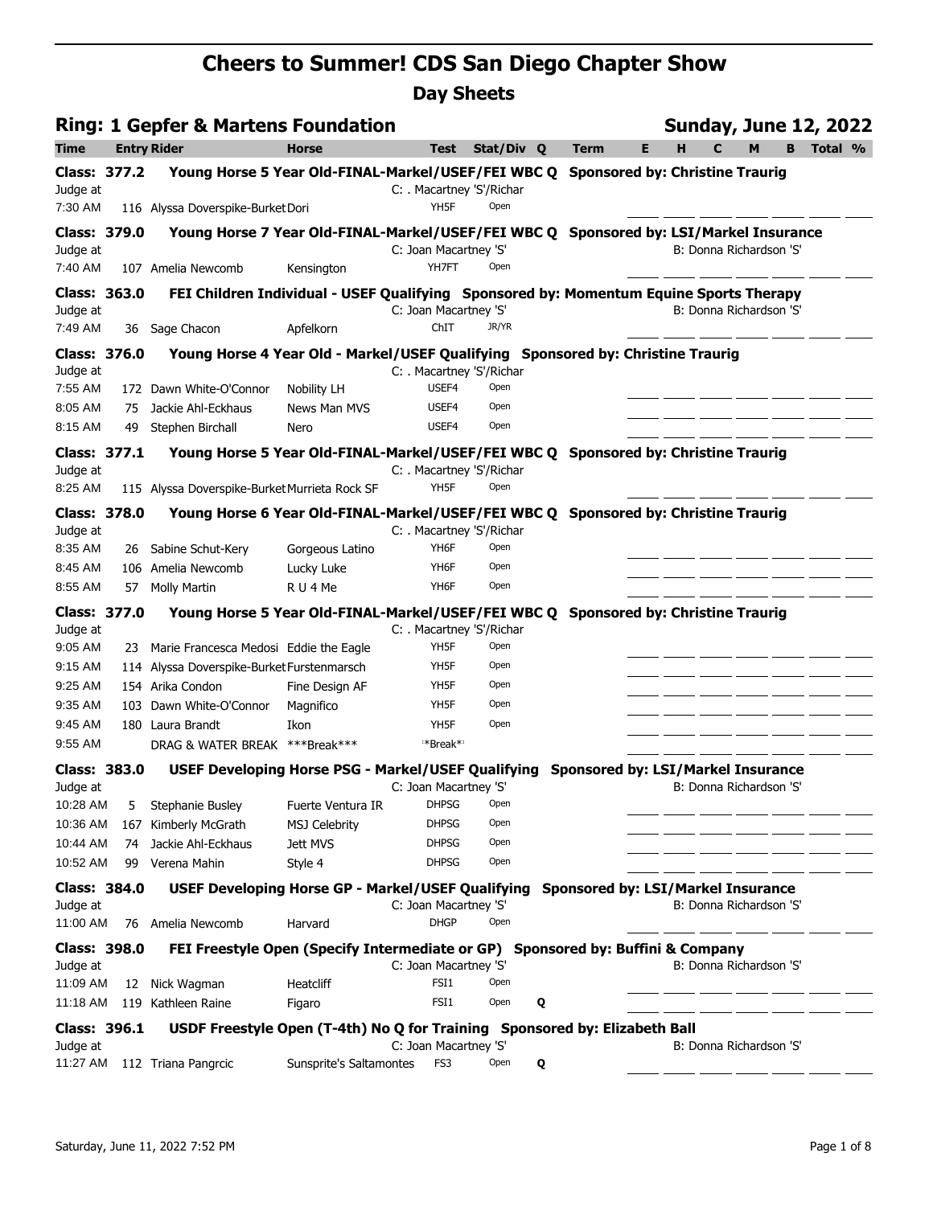# Cheers to Summer! CDS San Diego Chapter Show

## Day Sheets

### Ring: 1 Gepfer & Martens Foundation — Sunday, June 12, 2022

| Time | Entry | Rider | Horse | Test | Stat/Div | Q | Term | E | H | C | M | B | Total | % |
|---|---|---|---|---|---|---|---|---|---|---|---|---|---|---|
| **Class: 377.2** | | **Young Horse 5 Year Old-FINAL-Markel/USEF/FEI WBC Q Sponsored by: Christine Traurig** | | | | | | | | | | | | |
| Judge at | | | | C: . Macartney 'S'/Richar | | | | | | | | | | |
| 7:30 AM | 116 | Alyssa Doverspike-Burket | Dori | YH5F | Open | | | | | | | | | |
| **Class: 379.0** | | **Young Horse 7 Year Old-FINAL-Markel/USEF/FEI WBC Q Sponsored by: LSI/Markel Insurance** | | | | | | | | | | | | |
| Judge at | | | | C: Joan Macartney 'S' | | | | | B: Donna Richardson 'S' | | | | | |
| 7:40 AM | 107 | Amelia Newcomb | Kensington | YH7FT | Open | | | | | | | | | |
| **Class: 363.0** | | **FEI Children Individual - USEF Qualifying Sponsored by: Momentum Equine Sports Therapy** | | | | | | | | | | | | |
| Judge at | | | | C: Joan Macartney 'S' | | | | | B: Donna Richardson 'S' | | | | | |
| 7:49 AM | 36 | Sage Chacon | Apfelkorn | ChIT | JR/YR | | | | | | | | | |
| **Class: 376.0** | | **Young Horse 4 Year Old - Markel/USEF Qualifying Sponsored by: Christine Traurig** | | | | | | | | | | | | |
| Judge at | | | | C: . Macartney 'S'/Richar | | | | | | | | | | |
| 7:55 AM | 172 | Dawn White-O'Connor | Nobility LH | USEF4 | Open | | | | | | | | | |
| 8:05 AM | 75 | Jackie Ahl-Eckhaus | News Man MVS | USEF4 | Open | | | | | | | | | |
| 8:15 AM | 49 | Stephen Birchall | Nero | USEF4 | Open | | | | | | | | | |
| **Class: 377.1** | | **Young Horse 5 Year Old-FINAL-Markel/USEF/FEI WBC Q Sponsored by: Christine Traurig** | | | | | | | | | | | | |
| Judge at | | | | C: . Macartney 'S'/Richar | | | | | | | | | | |
| 8:25 AM | 115 | Alyssa Doverspike-Burket | Murrieta Rock SF | YH5F | Open | | | | | | | | | |
| **Class: 378.0** | | **Young Horse 6 Year Old-FINAL-Markel/USEF/FEI WBC Q Sponsored by: Christine Traurig** | | | | | | | | | | | | |
| Judge at | | | | C: . Macartney 'S'/Richar | | | | | | | | | | |
| 8:35 AM | 26 | Sabine Schut-Kery | Gorgeous Latino | YH6F | Open | | | | | | | | | |
| 8:45 AM | 106 | Amelia Newcomb | Lucky Luke | YH6F | Open | | | | | | | | | |
| 8:55 AM | 57 | Molly Martin | R U 4 Me | YH6F | Open | | | | | | | | | |
| **Class: 377.0** | | **Young Horse 5 Year Old-FINAL-Markel/USEF/FEI WBC Q Sponsored by: Christine Traurig** | | | | | | | | | | | | |
| Judge at | | | | C: . Macartney 'S'/Richar | | | | | | | | | | |
| 9:05 AM | 23 | Marie Francesca Medosi | Eddie the Eagle | YH5F | Open | | | | | | | | | |
| 9:15 AM | 114 | Alyssa Doverspike-Burket | Furstenmarsch | YH5F | Open | | | | | | | | | |
| 9:25 AM | 154 | Arika Condon | Fine Design AF | YH5F | Open | | | | | | | | | |
| 9:35 AM | 103 | Dawn White-O'Connor | Magnifico | YH5F | Open | | | | | | | | | |
| 9:45 AM | 180 | Laura Brandt | Ikon | YH5F | Open | | | | | | | | | |
| 9:55 AM | | DRAG & WATER BREAK | ***Break*** | **Break** | | | | | | | | | | |
| **Class: 383.0** | | **USEF Developing Horse PSG - Markel/USEF Qualifying Sponsored by: LSI/Markel Insurance** | | | | | | | | | | | | |
| Judge at | | | | C: Joan Macartney 'S' | | | | | B: Donna Richardson 'S' | | | | | |
| 10:28 AM | 5 | Stephanie Busley | Fuerte Ventura IR | DHPSG | Open | | | | | | | | | |
| 10:36 AM | 167 | Kimberly McGrath | MSJ Celebrity | DHPSG | Open | | | | | | | | | |
| 10:44 AM | 74 | Jackie Ahl-Eckhaus | Jett MVS | DHPSG | Open | | | | | | | | | |
| 10:52 AM | 99 | Verena Mahin | Style 4 | DHPSG | Open | | | | | | | | | |
| **Class: 384.0** | | **USEF Developing Horse GP - Markel/USEF Qualifying Sponsored by: LSI/Markel Insurance** | | | | | | | | | | | | |
| Judge at | | | | C: Joan Macartney 'S' | | | | | B: Donna Richardson 'S' | | | | | |
| 11:00 AM | 76 | Amelia Newcomb | Harvard | DHGP | Open | | | | | | | | | |
| **Class: 398.0** | | **FEI Freestyle Open (Specify Intermediate or GP) Sponsored by: Buffini & Company** | | | | | | | | | | | | |
| Judge at | | | | C: Joan Macartney 'S' | | | | | B: Donna Richardson 'S' | | | | | |
| 11:09 AM | 12 | Nick Wagman | Heatcliff | FSI1 | Open | | | | | | | | | |
| 11:18 AM | 119 | Kathleen Raine | Figaro | FSI1 | Open | Q | | | | | | | | |
| **Class: 396.1** | | **USDF Freestyle Open (T-4th) No Q for Training Sponsored by: Elizabeth Ball** | | | | | | | | | | | | |
| Judge at | | | | C: Joan Macartney 'S' | | | | | B: Donna Richardson 'S' | | | | | |
| 11:27 AM | 112 | Triana Pangrcic | Sunsprite's Saltamontes | FS3 | Open | Q | | | | | | | | |

Saturday, June 11, 2022 7:52 PM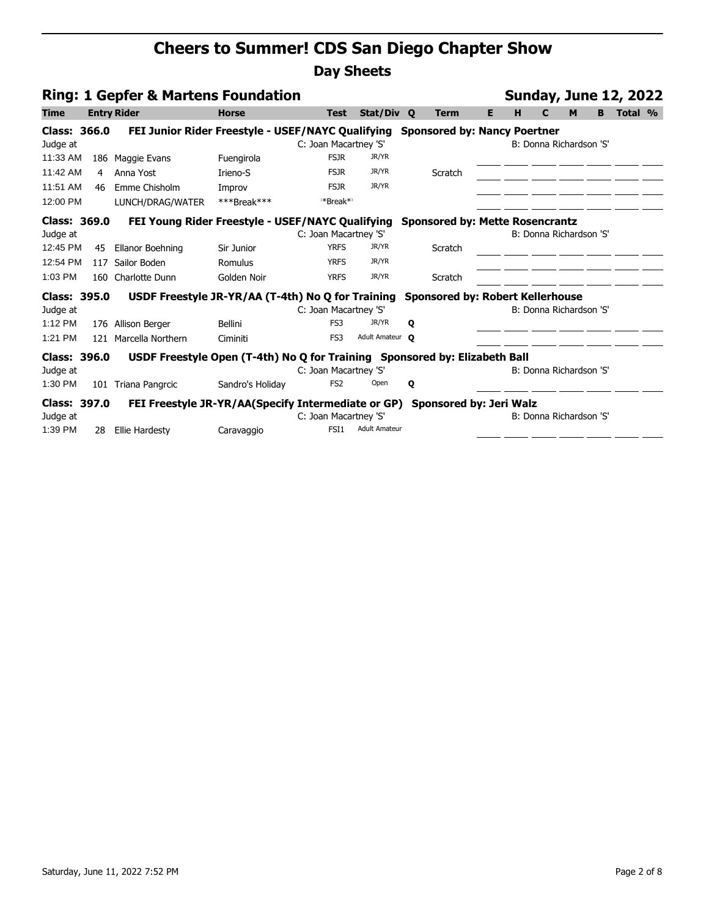# Cheers to Summer! CDS San Diego Chapter Show

## Day Sheets

### Ring: 1 Gepfer & Martens Foundation — Sunday, June 12, 2022

| Time | Entry | Rider | Horse | Test | Stat/Div | Q | Term | E | H | C | M | B | Total | % |
|---|---|---|---|---|---|---|---|---|---|---|---|---|---|---|
| **Class: 366.0** | | **FEI Junior Rider Freestyle - USEF/NAYC Qualifying** | | | | | **Sponsored by: Nancy Poertner** | | | | | | | |
| Judge at | | | | C: Joan Macartney 'S' | | | | | B: Donna Richardson 'S' | | | | | |
| 11:33 AM | 186 | Maggie Evans | Fuengirola | FSJR | JR/YR | | | | | | | | | |
| 11:42 AM | 4 | Anna Yost | Irieno-S | FSJR | JR/YR | | Scratch | | | | | | | |
| 11:51 AM | 46 | Emme Chisholm | Improv | FSJR | JR/YR | | | | | | | | | |
| 12:00 PM | | LUNCH/DRAG/WATER | ***Break*** | ***Break*** | | | | | | | | | | |
| **Class: 369.0** | | **FEI Young Rider Freestyle - USEF/NAYC Qualifying** | | | | | **Sponsored by: Mette Rosencrantz** | | | | | | | |
| Judge at | | | | C: Joan Macartney 'S' | | | | | B: Donna Richardson 'S' | | | | | |
| 12:45 PM | 45 | Ellanor Boehning | Sir Junior | YRFS | JR/YR | | Scratch | | | | | | | |
| 12:54 PM | 117 | Sailor Boden | Romulus | YRFS | JR/YR | | | | | | | | | |
| 1:03 PM | 160 | Charlotte Dunn | Golden Noir | YRFS | JR/YR | | Scratch | | | | | | | |
| **Class: 395.0** | | **USDF Freestyle JR-YR/AA (T-4th) No Q for Training** | | | | | **Sponsored by: Robert Kellerhouse** | | | | | | | |
| Judge at | | | | C: Joan Macartney 'S' | | | | | B: Donna Richardson 'S' | | | | | |
| 1:12 PM | 176 | Allison Berger | Bellini | FS3 | JR/YR | Q | | | | | | | | |
| 1:21 PM | 121 | Marcella Northern | Ciminiti | FS3 | Adult Amateur | Q | | | | | | | | |
| **Class: 396.0** | | **USDF Freestyle Open (T-4th) No Q for Training** | | | | | **Sponsored by: Elizabeth Ball** | | | | | | | |
| Judge at | | | | C: Joan Macartney 'S' | | | | | B: Donna Richardson 'S' | | | | | |
| 1:30 PM | 101 | Triana Pangrcic | Sandro's Holiday | FS2 | Open | Q | | | | | | | | |
| **Class: 397.0** | | **FEI Freestyle JR-YR/AA(Specify Intermediate or GP)** | | | | | **Sponsored by: Jeri Walz** | | | | | | | |
| Judge at | | | | C: Joan Macartney 'S' | | | | | B: Donna Richardson 'S' | | | | | |
| 1:39 PM | 28 | Ellie Hardesty | Caravaggio | FSI1 | Adult Amateur | | | | | | | | | |

Saturday, June 11, 2022 7:52 PM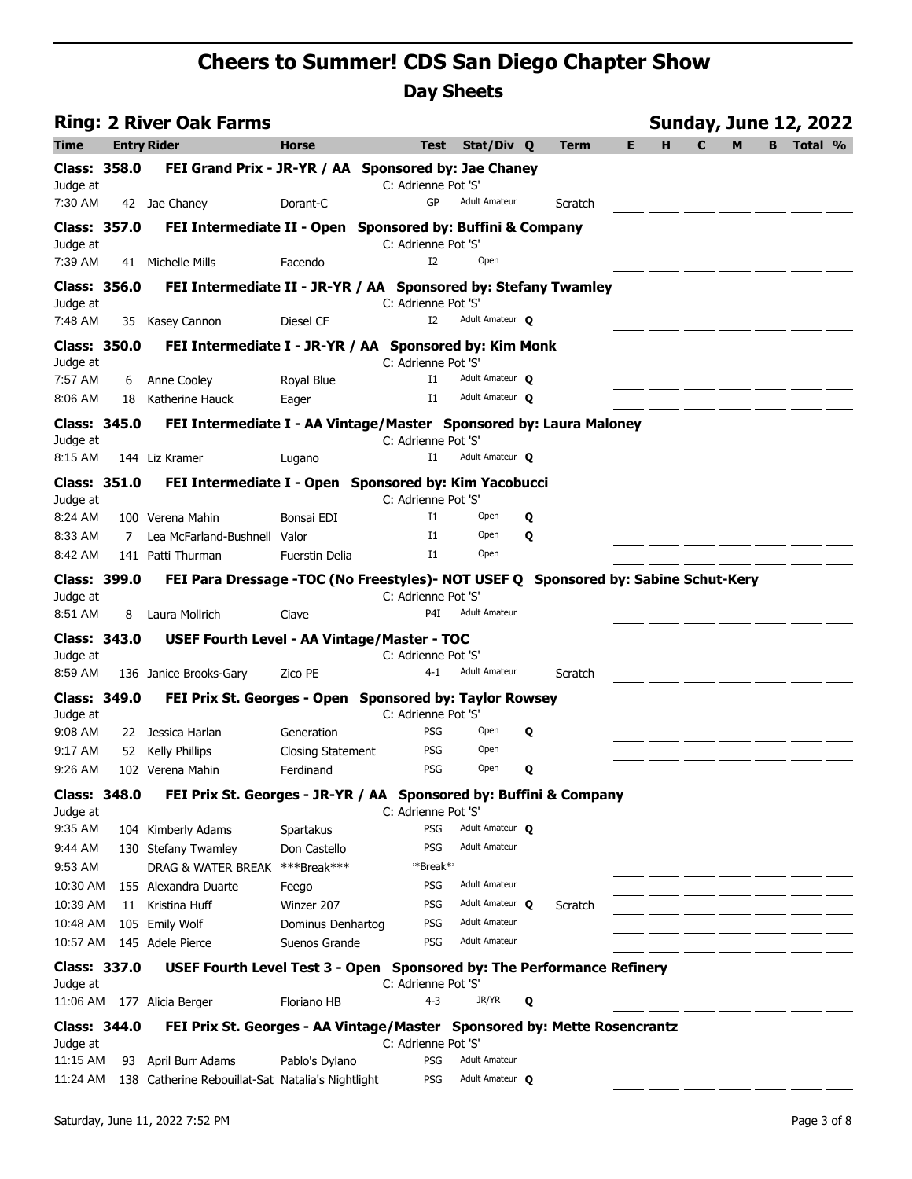# Cheers to Summer! CDS San Diego Chapter Show

## Day Sheets

**Ring: 2 River Oak Farms** — **Sunday, June 12, 2022**

| Time | Entry | Rider | Horse | Test | Stat/Div | Q | Term | E | H | C | M | B | Total | % |
|---|---|---|---|---|---|---|---|---|---|---|---|---|---|---|
| **Class: 358.0** | | **FEI Grand Prix - JR-YR / AA Sponsored by: Jae Chaney** | | | | | | | | | | | | |
| Judge at | | | | C: Adrienne Pot 'S' | | | | | | | | | | |
| 7:30 AM | 42 | Jae Chaney | Dorant-C | GP | Adult Amateur | | Scratch | | | | | | | |
| **Class: 357.0** | | **FEI Intermediate II - Open Sponsored by: Buffini & Company** | | | | | | | | | | | | |
| Judge at | | | | C: Adrienne Pot 'S' | | | | | | | | | | |
| 7:39 AM | 41 | Michelle Mills | Facendo | I2 | Open | | | | | | | | | |
| **Class: 356.0** | | **FEI Intermediate II - JR-YR / AA Sponsored by: Stefany Twamley** | | | | | | | | | | | | |
| Judge at | | | | C: Adrienne Pot 'S' | | | | | | | | | | |
| 7:48 AM | 35 | Kasey Cannon | Diesel CF | I2 | Adult Amateur | Q | | | | | | | | |
| **Class: 350.0** | | **FEI Intermediate I - JR-YR / AA Sponsored by: Kim Monk** | | | | | | | | | | | | |
| Judge at | | | | C: Adrienne Pot 'S' | | | | | | | | | | |
| 7:57 AM | 6 | Anne Cooley | Royal Blue | I1 | Adult Amateur | Q | | | | | | | | |
| 8:06 AM | 18 | Katherine Hauck | Eager | I1 | Adult Amateur | Q | | | | | | | | |
| **Class: 345.0** | | **FEI Intermediate I - AA Vintage/Master Sponsored by: Laura Maloney** | | | | | | | | | | | | |
| Judge at | | | | C: Adrienne Pot 'S' | | | | | | | | | | |
| 8:15 AM | 144 | Liz Kramer | Lugano | I1 | Adult Amateur | Q | | | | | | | | |
| **Class: 351.0** | | **FEI Intermediate I - Open Sponsored by: Kim Yacobucci** | | | | | | | | | | | | |
| Judge at | | | | C: Adrienne Pot 'S' | | | | | | | | | | |
| 8:24 AM | 100 | Verena Mahin | Bonsai EDI | I1 | Open | Q | | | | | | | | |
| 8:33 AM | 7 | Lea McFarland-Bushnell | Valor | I1 | Open | Q | | | | | | | | |
| 8:42 AM | 141 | Patti Thurman | Fuerstin Delia | I1 | Open | | | | | | | | | |
| **Class: 399.0** | | **FEI Para Dressage -TOC (No Freestyles)- NOT USEF Q Sponsored by: Sabine Schut-Kery** | | | | | | | | | | | | |
| Judge at | | | | C: Adrienne Pot 'S' | | | | | | | | | | |
| 8:51 AM | 8 | Laura Mollrich | Ciave | P4I | Adult Amateur | | | | | | | | | |
| **Class: 343.0** | | **USEF Fourth Level - AA Vintage/Master - TOC** | | | | | | | | | | | | |
| Judge at | | | | C: Adrienne Pot 'S' | | | | | | | | | | |
| 8:59 AM | 136 | Janice Brooks-Gary | Zico PE | 4-1 | Adult Amateur | | Scratch | | | | | | | |
| **Class: 349.0** | | **FEI Prix St. Georges - Open Sponsored by: Taylor Rowsey** | | | | | | | | | | | | |
| Judge at | | | | C: Adrienne Pot 'S' | | | | | | | | | | |
| 9:08 AM | 22 | Jessica Harlan | Generation | PSG | Open | Q | | | | | | | | |
| 9:17 AM | 52 | Kelly Phillips | Closing Statement | PSG | Open | | | | | | | | | |
| 9:26 AM | 102 | Verena Mahin | Ferdinand | PSG | Open | Q | | | | | | | | |
| **Class: 348.0** | | **FEI Prix St. Georges - JR-YR / AA Sponsored by: Buffini & Company** | | | | | | | | | | | | |
| Judge at | | | | C: Adrienne Pot 'S' | | | | | | | | | | |
| 9:35 AM | 104 | Kimberly Adams | Spartakus | PSG | Adult Amateur | Q | | | | | | | | |
| 9:44 AM | 130 | Stefany Twamley | Don Castello | PSG | Adult Amateur | | | | | | | | | |
| 9:53 AM | | DRAG & WATER BREAK | ***Break*** | ***Break*** | | | | | | | | | | |
| 10:30 AM | 155 | Alexandra Duarte | Feego | PSG | Adult Amateur | | | | | | | | | |
| 10:39 AM | 11 | Kristina Huff | Winzer 207 | PSG | Adult Amateur | Q | Scratch | | | | | | | |
| 10:48 AM | 105 | Emily Wolf | Dominus Denhartog | PSG | Adult Amateur | | | | | | | | | |
| 10:57 AM | 145 | Adele Pierce | Suenos Grande | PSG | Adult Amateur | | | | | | | | | |
| **Class: 337.0** | | **USEF Fourth Level Test 3 - Open Sponsored by: The Performance Refinery** | | | | | | | | | | | | |
| Judge at | | | | C: Adrienne Pot 'S' | | | | | | | | | | |
| 11:06 AM | 177 | Alicia Berger | Floriano HB | 4-3 | JR/YR | Q | | | | | | | | |
| **Class: 344.0** | | **FEI Prix St. Georges - AA Vintage/Master Sponsored by: Mette Rosencrantz** | | | | | | | | | | | | |
| Judge at | | | | C: Adrienne Pot 'S' | | | | | | | | | | |
| 11:15 AM | 93 | April Burr Adams | Pablo's Dylano | PSG | Adult Amateur | | | | | | | | | |
| 11:24 AM | 138 | Catherine Rebouillat-Sat | Natalia's Nightlight | PSG | Adult Amateur | Q | | | | | | | | |

Saturday, June 11, 2022 7:52 PM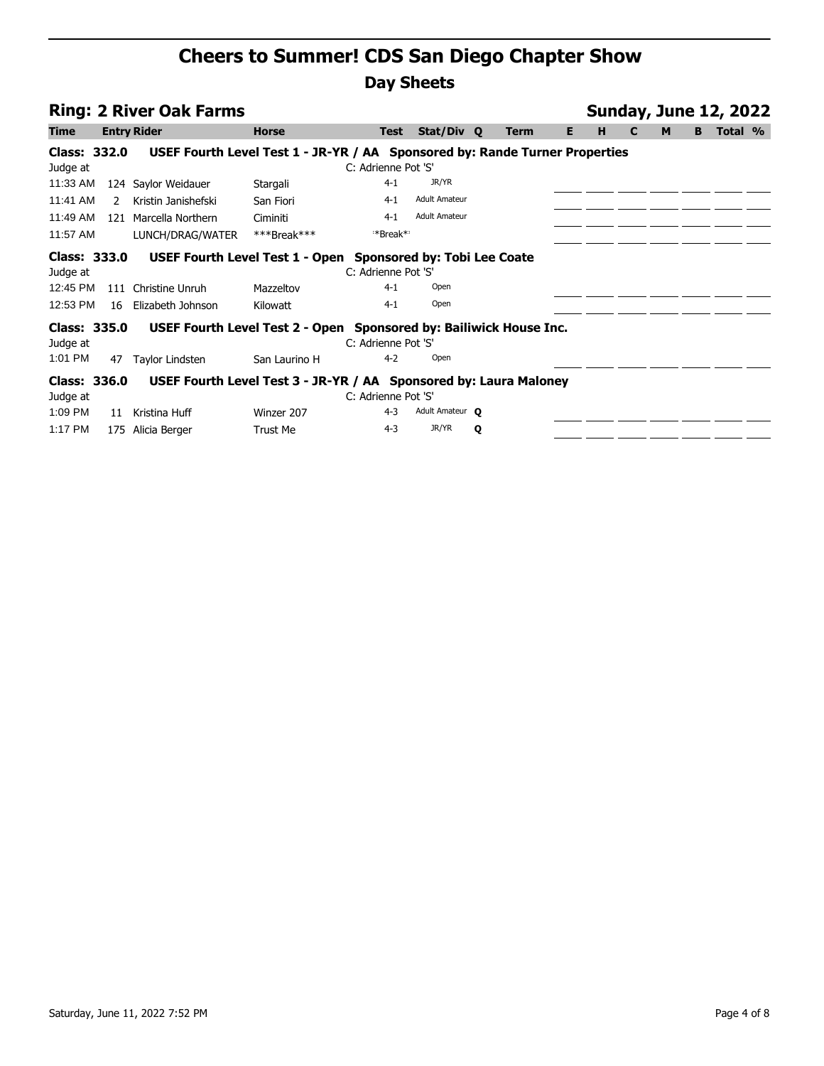# Cheers to Summer! CDS San Diego Chapter Show

## Day Sheets

### Ring: 2 River Oak Farms — Sunday, June 12, 2022

| Time | Entry | Rider | Horse | Test | Stat/Div | Q | Term | E | H | C | M | B | Total | % |
|---|---|---|---|---|---|---|---|---|---|---|---|---|---|---|
| **Class: 332.0** | | **USEF Fourth Level Test 1 - JR-YR / AA Sponsored by: Rande Turner Properties** | | | | | | | | | | | | |
| Judge at | | | | C: Adrienne Pot 'S' | | | | | | | | | | |
| 11:33 AM | 124 | Saylor Weidauer | Stargali | 4-1 | JR/YR | | | | | | | | | |
| 11:41 AM | 2 | Kristin Janishefski | San Fiori | 4-1 | Adult Amateur | | | | | | | | | |
| 11:49 AM | 121 | Marcella Northern | Ciminiti | 4-1 | Adult Amateur | | | | | | | | | |
| 11:57 AM | | LUNCH/DRAG/WATER | ***Break*** | **Break** | | | | | | | | | | |
| **Class: 333.0** | | **USEF Fourth Level Test 1 - Open Sponsored by: Tobi Lee Coate** | | | | | | | | | | | | |
| Judge at | | | | C: Adrienne Pot 'S' | | | | | | | | | | |
| 12:45 PM | 111 | Christine Unruh | Mazzeltov | 4-1 | Open | | | | | | | | | |
| 12:53 PM | 16 | Elizabeth Johnson | Kilowatt | 4-1 | Open | | | | | | | | | |
| **Class: 335.0** | | **USEF Fourth Level Test 2 - Open Sponsored by: Bailiwick House Inc.** | | | | | | | | | | | | |
| Judge at | | | | C: Adrienne Pot 'S' | | | | | | | | | | |
| 1:01 PM | 47 | Taylor Lindsten | San Laurino H | 4-2 | Open | | | | | | | | | |
| **Class: 336.0** | | **USEF Fourth Level Test 3 - JR-YR / AA Sponsored by: Laura Maloney** | | | | | | | | | | | | |
| Judge at | | | | C: Adrienne Pot 'S' | | | | | | | | | | |
| 1:09 PM | 11 | Kristina Huff | Winzer 207 | 4-3 | Adult Amateur | Q | | | | | | | | |
| 1:17 PM | 175 | Alicia Berger | Trust Me | 4-3 | JR/YR | Q | | | | | | | | |

Saturday, June 11, 2022 7:52 PM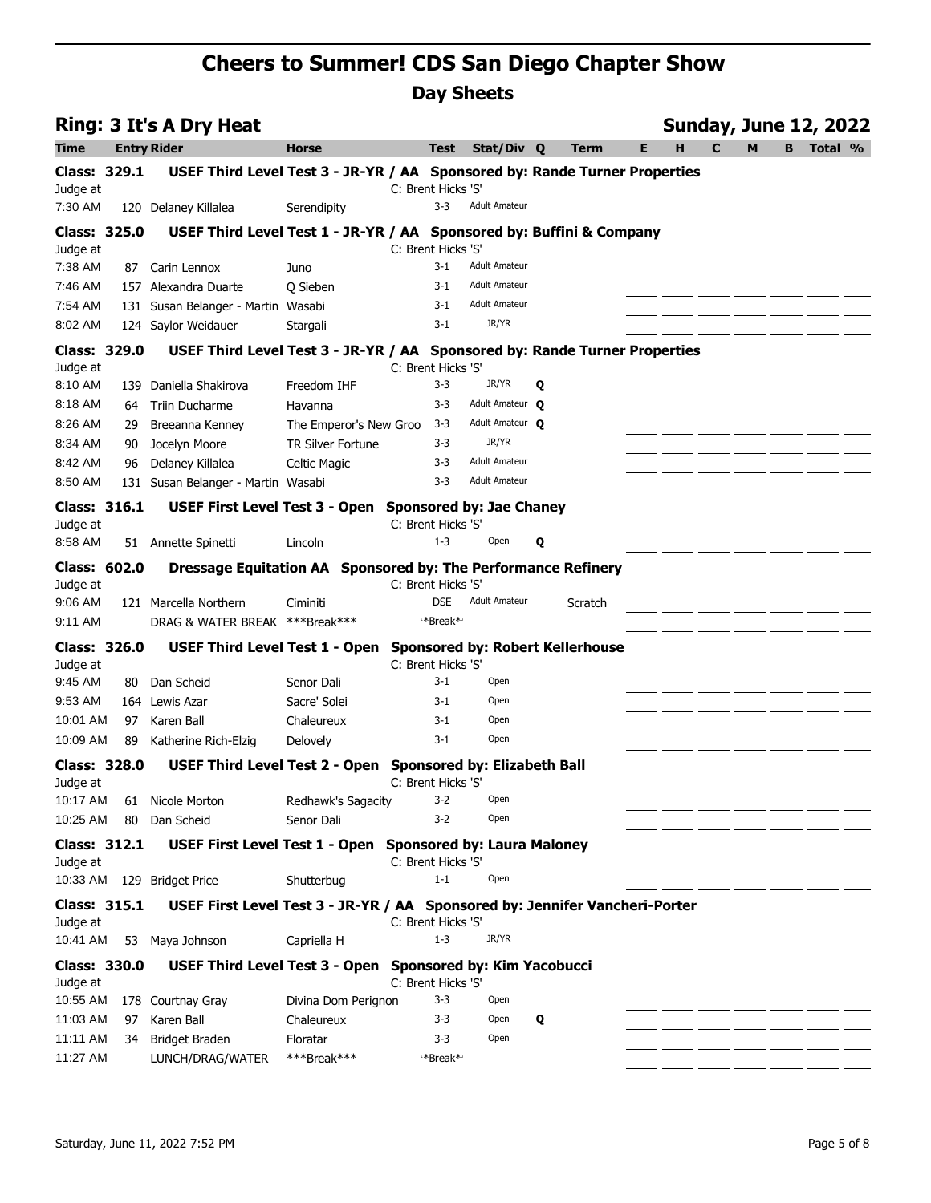# Cheers to Summer! CDS San Diego Chapter Show

## Day Sheets

### Ring: 3 It's A Dry Heat — Sunday, June 12, 2022

| Time | Entry | Rider | Horse | Test | Stat/Div | Q | Term | E | H | C | M | B | Total | % |
|---|---|---|---|---|---|---|---|---|---|---|---|---|---|---|
| **Class: 329.1** | | **USEF Third Level Test 3 - JR-YR / AA Sponsored by: Rande Turner Properties** | | | | | | | | | | | | |
| Judge at | | | | C: Brent Hicks 'S' | | | | | | | | | | |
| 7:30 AM | 120 | Delaney Killalea | Serendipity | 3-3 | Adult Amateur | | | | | | | | | |
| **Class: 325.0** | | **USEF Third Level Test 1 - JR-YR / AA Sponsored by: Buffini & Company** | | | | | | | | | | | | |
| Judge at | | | | C: Brent Hicks 'S' | | | | | | | | | | |
| 7:38 AM | 87 | Carin Lennox | Juno | 3-1 | Adult Amateur | | | | | | | | | |
| 7:46 AM | 157 | Alexandra Duarte | Q Sieben | 3-1 | Adult Amateur | | | | | | | | | |
| 7:54 AM | 131 | Susan Belanger - Martin | Wasabi | 3-1 | Adult Amateur | | | | | | | | | |
| 8:02 AM | 124 | Saylor Weidauer | Stargali | 3-1 | JR/YR | | | | | | | | | |
| **Class: 329.0** | | **USEF Third Level Test 3 - JR-YR / AA Sponsored by: Rande Turner Properties** | | | | | | | | | | | | |
| Judge at | | | | C: Brent Hicks 'S' | | | | | | | | | | |
| 8:10 AM | 139 | Daniella Shakirova | Freedom IHF | 3-3 | JR/YR | Q | | | | | | | | |
| 8:18 AM | 64 | Triin Ducharme | Havanna | 3-3 | Adult Amateur | Q | | | | | | | | |
| 8:26 AM | 29 | Breeanna Kenney | The Emperor's New Groo | 3-3 | Adult Amateur | Q | | | | | | | | |
| 8:34 AM | 90 | Jocelyn Moore | TR Silver Fortune | 3-3 | JR/YR | | | | | | | | | |
| 8:42 AM | 96 | Delaney Killalea | Celtic Magic | 3-3 | Adult Amateur | | | | | | | | | |
| 8:50 AM | 131 | Susan Belanger - Martin | Wasabi | 3-3 | Adult Amateur | | | | | | | | | |
| **Class: 316.1** | | **USEF First Level Test 3 - Open Sponsored by: Jae Chaney** | | | | | | | | | | | | |
| Judge at | | | | C: Brent Hicks 'S' | | | | | | | | | | |
| 8:58 AM | 51 | Annette Spinetti | Lincoln | 1-3 | Open | Q | | | | | | | | |
| **Class: 602.0** | | **Dressage Equitation AA Sponsored by: The Performance Refinery** | | | | | | | | | | | | |
| Judge at | | | | C: Brent Hicks 'S' | | | | | | | | | | |
| 9:06 AM | 121 | Marcella Northern | Ciminiti | DSE | Adult Amateur | | Scratch | | | | | | | |
| 9:11 AM | | DRAG & WATER BREAK | ***Break*** | **Break** | | | | | | | | | | |
| **Class: 326.0** | | **USEF Third Level Test 1 - Open Sponsored by: Robert Kellerhouse** | | | | | | | | | | | | |
| Judge at | | | | C: Brent Hicks 'S' | | | | | | | | | | |
| 9:45 AM | 80 | Dan Scheid | Senor Dali | 3-1 | Open | | | | | | | | | |
| 9:53 AM | 164 | Lewis Azar | Sacre' Solei | 3-1 | Open | | | | | | | | | |
| 10:01 AM | 97 | Karen Ball | Chaleureux | 3-1 | Open | | | | | | | | | |
| 10:09 AM | 89 | Katherine Rich-Elzig | Delovely | 3-1 | Open | | | | | | | | | |
| **Class: 328.0** | | **USEF Third Level Test 2 - Open Sponsored by: Elizabeth Ball** | | | | | | | | | | | | |
| Judge at | | | | C: Brent Hicks 'S' | | | | | | | | | | |
| 10:17 AM | 61 | Nicole Morton | Redhawk's Sagacity | 3-2 | Open | | | | | | | | | |
| 10:25 AM | 80 | Dan Scheid | Senor Dali | 3-2 | Open | | | | | | | | | |
| **Class: 312.1** | | **USEF First Level Test 1 - Open Sponsored by: Laura Maloney** | | | | | | | | | | | | |
| Judge at | | | | C: Brent Hicks 'S' | | | | | | | | | | |
| 10:33 AM | 129 | Bridget Price | Shutterbug | 1-1 | Open | | | | | | | | | |
| **Class: 315.1** | | **USEF First Level Test 3 - JR-YR / AA Sponsored by: Jennifer Vancheri-Porter** | | | | | | | | | | | | |
| Judge at | | | | C: Brent Hicks 'S' | | | | | | | | | | |
| 10:41 AM | 53 | Maya Johnson | Capriella H | 1-3 | JR/YR | | | | | | | | | |
| **Class: 330.0** | | **USEF Third Level Test 3 - Open Sponsored by: Kim Yacobucci** | | | | | | | | | | | | |
| Judge at | | | | C: Brent Hicks 'S' | | | | | | | | | | |
| 10:55 AM | 178 | Courtnay Gray | Divina Dom Perignon | 3-3 | Open | | | | | | | | | |
| 11:03 AM | 97 | Karen Ball | Chaleureux | 3-3 | Open | Q | | | | | | | | |
| 11:11 AM | 34 | Bridget Braden | Floratar | 3-3 | Open | | | | | | | | | |
| 11:27 AM | | LUNCH/DRAG/WATER | ***Break*** | **Break** | | | | | | | | | | |

Saturday, June 11, 2022 7:52 PM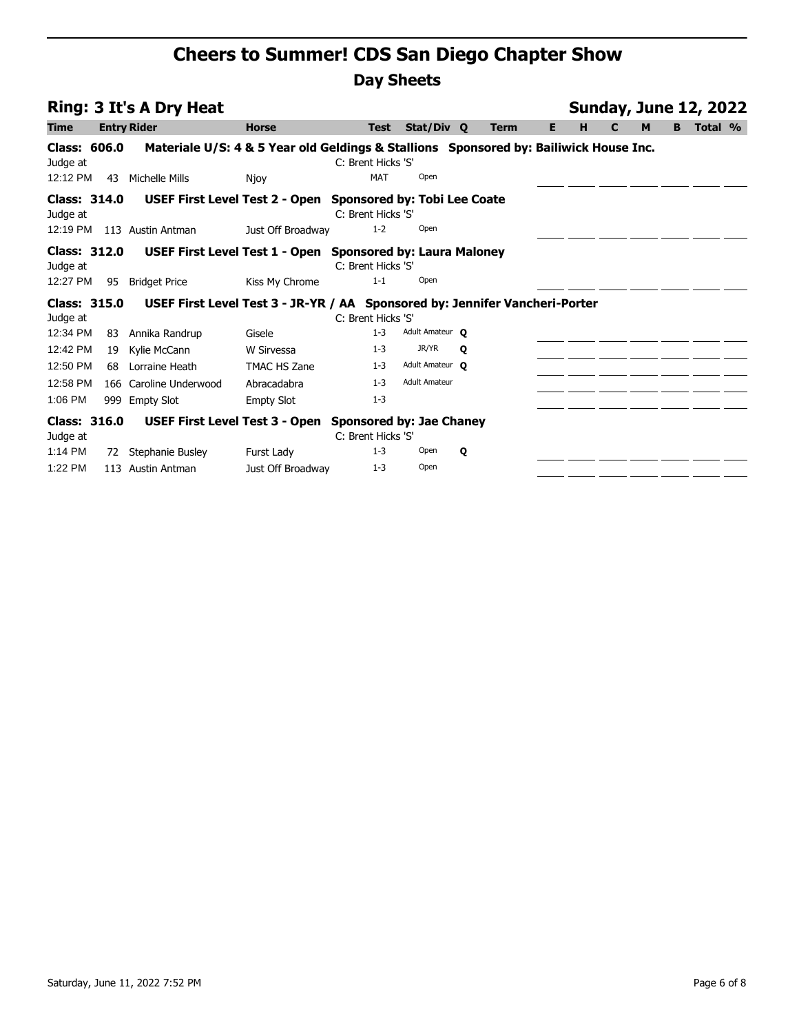# Cheers to Summer! CDS San Diego Chapter Show

## Day Sheets

### Ring: 3 It's A Dry Heat

**Sunday, June 12, 2022**

| Time | Entry | Rider | Horse | Test | Stat/Div | Q | Term | E | H | C | M | B | Total | % |
|---|---|---|---|---|---|---|---|---|---|---|---|---|---|---|
| **Class: 606.0** | | **Materiale U/S: 4 & 5 Year old Geldings & Stallions Sponsored by: Bailiwick House Inc.** | | | | | | | | | | | | |
| Judge at | | | | C: Brent Hicks 'S' | | | | | | | | | | |
| 12:12 PM | 43 | Michelle Mills | Njoy | MAT | Open | | | | | | | | | |
| **Class: 314.0** | | **USEF First Level Test 2 - Open Sponsored by: Tobi Lee Coate** | | | | | | | | | | | | |
| Judge at | | | | C: Brent Hicks 'S' | | | | | | | | | | |
| 12:19 PM | 113 | Austin Antman | Just Off Broadway | 1-2 | Open | | | | | | | | | |
| **Class: 312.0** | | **USEF First Level Test 1 - Open Sponsored by: Laura Maloney** | | | | | | | | | | | | |
| Judge at | | | | C: Brent Hicks 'S' | | | | | | | | | | |
| 12:27 PM | 95 | Bridget Price | Kiss My Chrome | 1-1 | Open | | | | | | | | | |
| **Class: 315.0** | | **USEF First Level Test 3 - JR-YR / AA Sponsored by: Jennifer Vancheri-Porter** | | | | | | | | | | | | |
| Judge at | | | | C: Brent Hicks 'S' | | | | | | | | | | |
| 12:34 PM | 83 | Annika Randrup | Gisele | 1-3 | Adult Amateur | Q | | | | | | | | |
| 12:42 PM | 19 | Kylie McCann | W Sirvessa | 1-3 | JR/YR | Q | | | | | | | | |
| 12:50 PM | 68 | Lorraine Heath | TMAC HS Zane | 1-3 | Adult Amateur | Q | | | | | | | | |
| 12:58 PM | 166 | Caroline Underwood | Abracadabra | 1-3 | Adult Amateur | | | | | | | | | |
| 1:06 PM | 999 | Empty Slot | Empty Slot | 1-3 | | | | | | | | | | |
| **Class: 316.0** | | **USEF First Level Test 3 - Open Sponsored by: Jae Chaney** | | | | | | | | | | | | |
| Judge at | | | | C: Brent Hicks 'S' | | | | | | | | | | |
| 1:14 PM | 72 | Stephanie Busley | Furst Lady | 1-3 | Open | Q | | | | | | | | |
| 1:22 PM | 113 | Austin Antman | Just Off Broadway | 1-3 | Open | | | | | | | | | |

Saturday, June 11, 2022 7:52 PM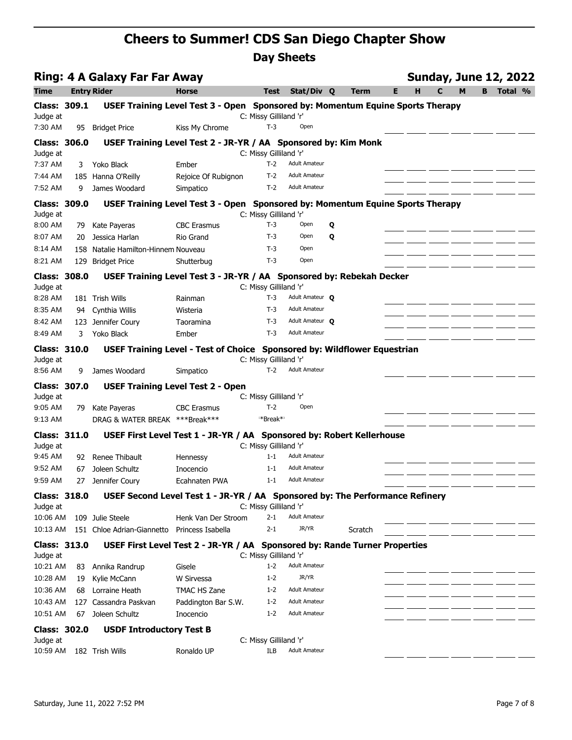# Cheers to Summer! CDS San Diego Chapter Show

## Day Sheets

### Ring: 4 A Galaxy Far Far Away

**Sunday, June 12, 2022**

| Time | Entry | Rider | Horse | Test | Stat/Div | Q | Term | E | H | C | M | B | Total | % |
|---|---|---|---|---|---|---|---|---|---|---|---|---|---|---|
| **Class: 309.1** | | **USEF Training Level Test 3 - Open Sponsored by: Momentum Equine Sports Therapy** | | | | | | | | | | | | |
| Judge at | | | | C: Missy Gilliland 'r' | | | | | | | | | | |
| 7:30 AM | 95 | Bridget Price | Kiss My Chrome | T-3 | Open | | | | | | | | | |
| **Class: 306.0** | | **USEF Training Level Test 2 - JR-YR / AA Sponsored by: Kim Monk** | | | | | | | | | | | | |
| Judge at | | | | C: Missy Gilliland 'r' | | | | | | | | | | |
| 7:37 AM | 3 | Yoko Black | Ember | T-2 | Adult Amateur | | | | | | | | | |
| 7:44 AM | 185 | Hanna O'Reilly | Rejoice Of Rubignon | T-2 | Adult Amateur | | | | | | | | | |
| 7:52 AM | 9 | James Woodard | Simpatico | T-2 | Adult Amateur | | | | | | | | | |
| **Class: 309.0** | | **USEF Training Level Test 3 - Open Sponsored by: Momentum Equine Sports Therapy** | | | | | | | | | | | | |
| Judge at | | | | C: Missy Gilliland 'r' | | | | | | | | | | |
| 8:00 AM | 79 | Kate Payeras | CBC Erasmus | T-3 | Open | Q | | | | | | | | |
| 8:07 AM | 20 | Jessica Harlan | Rio Grand | T-3 | Open | Q | | | | | | | | |
| 8:14 AM | 158 | Natalie Hamilton-Hinnem | Nouveau | T-3 | Open | | | | | | | | | |
| 8:21 AM | 129 | Bridget Price | Shutterbug | T-3 | Open | | | | | | | | | |
| **Class: 308.0** | | **USEF Training Level Test 3 - JR-YR / AA Sponsored by: Rebekah Decker** | | | | | | | | | | | | |
| Judge at | | | | C: Missy Gilliland 'r' | | | | | | | | | | |
| 8:28 AM | 181 | Trish Wills | Rainman | T-3 | Adult Amateur | Q | | | | | | | | |
| 8:35 AM | 94 | Cynthia Willis | Wisteria | T-3 | Adult Amateur | | | | | | | | | |
| 8:42 AM | 123 | Jennifer Coury | Taoramina | T-3 | Adult Amateur | Q | | | | | | | | |
| 8:49 AM | 3 | Yoko Black | Ember | T-3 | Adult Amateur | | | | | | | | | |
| **Class: 310.0** | | **USEF Training Level - Test of Choice Sponsored by: Wildflower Equestrian** | | | | | | | | | | | | |
| Judge at | | | | C: Missy Gilliland 'r' | | | | | | | | | | |
| 8:56 AM | 9 | James Woodard | Simpatico | T-2 | Adult Amateur | | | | | | | | | |
| **Class: 307.0** | | **USEF Training Level Test 2 - Open** | | | | | | | | | | | | |
| Judge at | | | | C: Missy Gilliland 'r' | | | | | | | | | | |
| 9:05 AM | 79 | Kate Payeras | CBC Erasmus | T-2 | Open | | | | | | | | | |
| 9:13 AM | | DRAG & WATER BREAK | ***Break*** | **Break** | | | | | | | | | | |
| **Class: 311.0** | | **USEF First Level Test 1 - JR-YR / AA Sponsored by: Robert Kellerhouse** | | | | | | | | | | | | |
| Judge at | | | | C: Missy Gilliland 'r' | | | | | | | | | | |
| 9:45 AM | 92 | Renee Thibault | Hennessy | 1-1 | Adult Amateur | | | | | | | | | |
| 9:52 AM | 67 | Joleen Schultz | Inocencio | 1-1 | Adult Amateur | | | | | | | | | |
| 9:59 AM | 27 | Jennifer Coury | Ecahnaten PWA | 1-1 | Adult Amateur | | | | | | | | | |
| **Class: 318.0** | | **USEF Second Level Test 1 - JR-YR / AA Sponsored by: The Performance Refinery** | | | | | | | | | | | | |
| Judge at | | | | C: Missy Gilliland 'r' | | | | | | | | | | |
| 10:06 AM | 109 | Julie Steele | Henk Van Der Stroom | 2-1 | Adult Amateur | | | | | | | | | |
| 10:13 AM | 151 | Chloe Adrian-Giannetto | Princess Isabella | 2-1 | JR/YR | | Scratch | | | | | | | |
| **Class: 313.0** | | **USEF First Level Test 2 - JR-YR / AA Sponsored by: Rande Turner Properties** | | | | | | | | | | | | |
| Judge at | | | | C: Missy Gilliland 'r' | | | | | | | | | | |
| 10:21 AM | 83 | Annika Randrup | Gisele | 1-2 | Adult Amateur | | | | | | | | | |
| 10:28 AM | 19 | Kylie McCann | W Sirvessa | 1-2 | JR/YR | | | | | | | | | |
| 10:36 AM | 68 | Lorraine Heath | TMAC HS Zane | 1-2 | Adult Amateur | | | | | | | | | |
| 10:43 AM | 127 | Cassandra Paskvan | Paddington Bar S.W. | 1-2 | Adult Amateur | | | | | | | | | |
| 10:51 AM | 67 | Joleen Schultz | Inocencio | 1-2 | Adult Amateur | | | | | | | | | |
| **Class: 302.0** | | **USDF Introductory Test B** | | | | | | | | | | | | |
| Judge at | | | | C: Missy Gilliland 'r' | | | | | | | | | | |
| 10:59 AM | 182 | Trish Wills | Ronaldo UP | ILB | Adult Amateur | | | | | | | | | |

Saturday, June 11, 2022 7:52 PM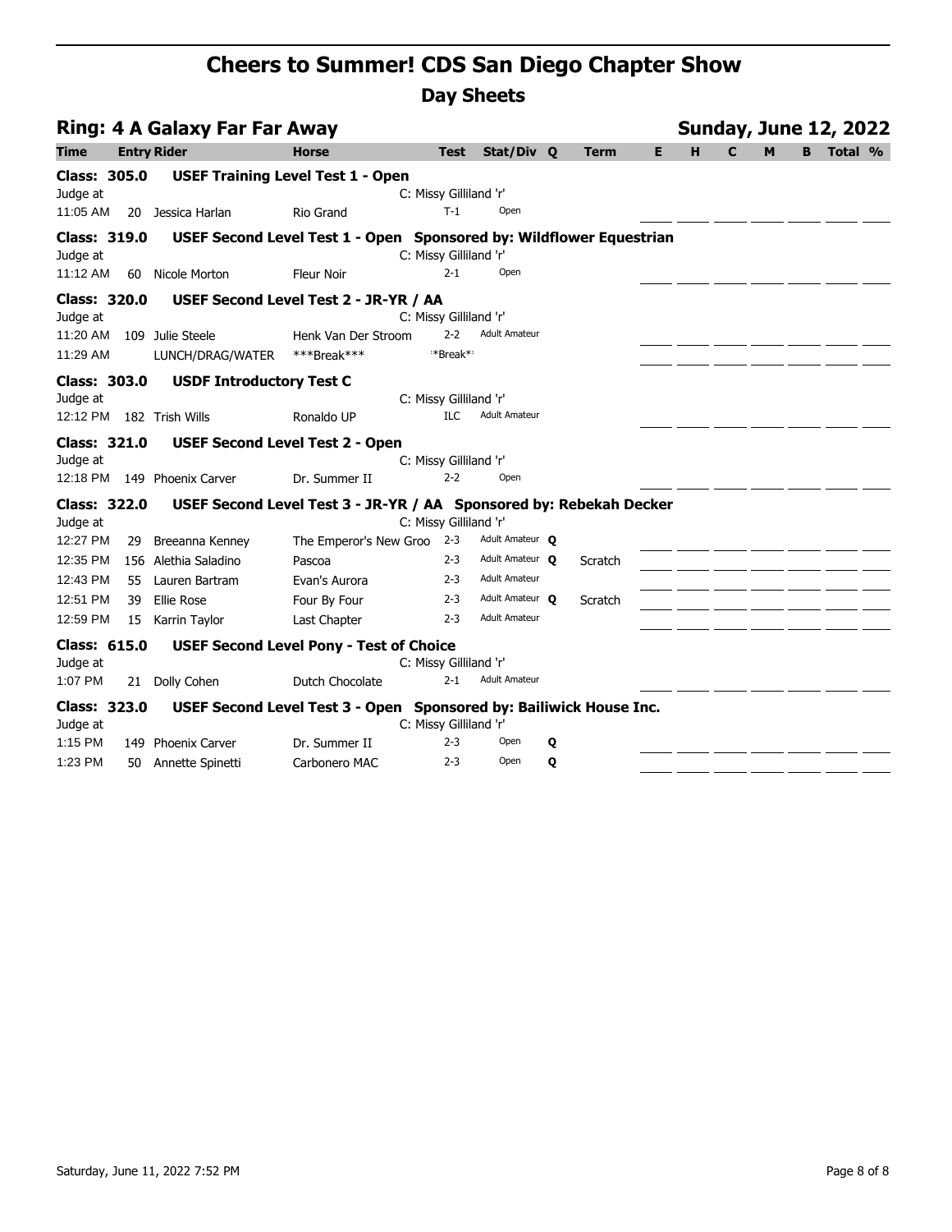# Cheers to Summer! CDS San Diego Chapter Show

## Day Sheets

### Ring: 4 A Galaxy Far Far Away

**Sunday, June 12, 2022**

| Time | Entry | Rider | Horse | Test | Stat/Div | Q | Term | E | H | C | M | B | Total | % |
|---|---|---|---|---|---|---|---|---|---|---|---|---|---|---|
| **Class: 305.0** | | **USEF Training Level Test 1 - Open** | | | | | | | | | | | | |
| Judge at | | | | C: Missy Gilliland 'r' | | | | | | | | | | |
| 11:05 AM | 20 | Jessica Harlan | Rio Grand | T-1 | Open | | | | | | | | | |
| **Class: 319.0** | | **USEF Second Level Test 1 - Open Sponsored by: Wildflower Equestrian** | | | | | | | | | | | | |
| Judge at | | | | C: Missy Gilliland 'r' | | | | | | | | | | |
| 11:12 AM | 60 | Nicole Morton | Fleur Noir | 2-1 | Open | | | | | | | | | |
| **Class: 320.0** | | **USEF Second Level Test 2 - JR-YR / AA** | | | | | | | | | | | | |
| Judge at | | | | C: Missy Gilliland 'r' | | | | | | | | | | |
| 11:20 AM | 109 | Julie Steele | Henk Van Der Stroom | 2-2 | Adult Amateur | | | | | | | | | |
| 11:29 AM | | LUNCH/DRAG/WATER | ***Break*** | **Break** | | | | | | | | | | |
| **Class: 303.0** | | **USDF Introductory Test C** | | | | | | | | | | | | |
| Judge at | | | | C: Missy Gilliland 'r' | | | | | | | | | | |
| 12:12 PM | 182 | Trish Wills | Ronaldo UP | ILC | Adult Amateur | | | | | | | | | |
| **Class: 321.0** | | **USEF Second Level Test 2 - Open** | | | | | | | | | | | | |
| Judge at | | | | C: Missy Gilliland 'r' | | | | | | | | | | |
| 12:18 PM | 149 | Phoenix Carver | Dr. Summer II | 2-2 | Open | | | | | | | | | |
| **Class: 322.0** | | **USEF Second Level Test 3 - JR-YR / AA Sponsored by: Rebekah Decker** | | | | | | | | | | | | |
| Judge at | | | | C: Missy Gilliland 'r' | | | | | | | | | | |
| 12:27 PM | 29 | Breeanna Kenney | The Emperor's New Groo | 2-3 | Adult Amateur | Q | | | | | | | | |
| 12:35 PM | 156 | Alethia Saladino | Pascoa | 2-3 | Adult Amateur | Q | Scratch | | | | | | | |
| 12:43 PM | 55 | Lauren Bartram | Evan's Aurora | 2-3 | Adult Amateur | | | | | | | | | |
| 12:51 PM | 39 | Ellie Rose | Four By Four | 2-3 | Adult Amateur | Q | Scratch | | | | | | | |
| 12:59 PM | 15 | Karrin Taylor | Last Chapter | 2-3 | Adult Amateur | | | | | | | | | |
| **Class: 615.0** | | **USEF Second Level Pony - Test of Choice** | | | | | | | | | | | | |
| Judge at | | | | C: Missy Gilliland 'r' | | | | | | | | | | |
| 1:07 PM | 21 | Dolly Cohen | Dutch Chocolate | 2-1 | Adult Amateur | | | | | | | | | |
| **Class: 323.0** | | **USEF Second Level Test 3 - Open Sponsored by: Bailiwick House Inc.** | | | | | | | | | | | | |
| Judge at | | | | C: Missy Gilliland 'r' | | | | | | | | | | |
| 1:15 PM | 149 | Phoenix Carver | Dr. Summer II | 2-3 | Open | Q | | | | | | | | |
| 1:23 PM | 50 | Annette Spinetti | Carbonero MAC | 2-3 | Open | Q | | | | | | | | |

Saturday, June 11, 2022 7:52 PM